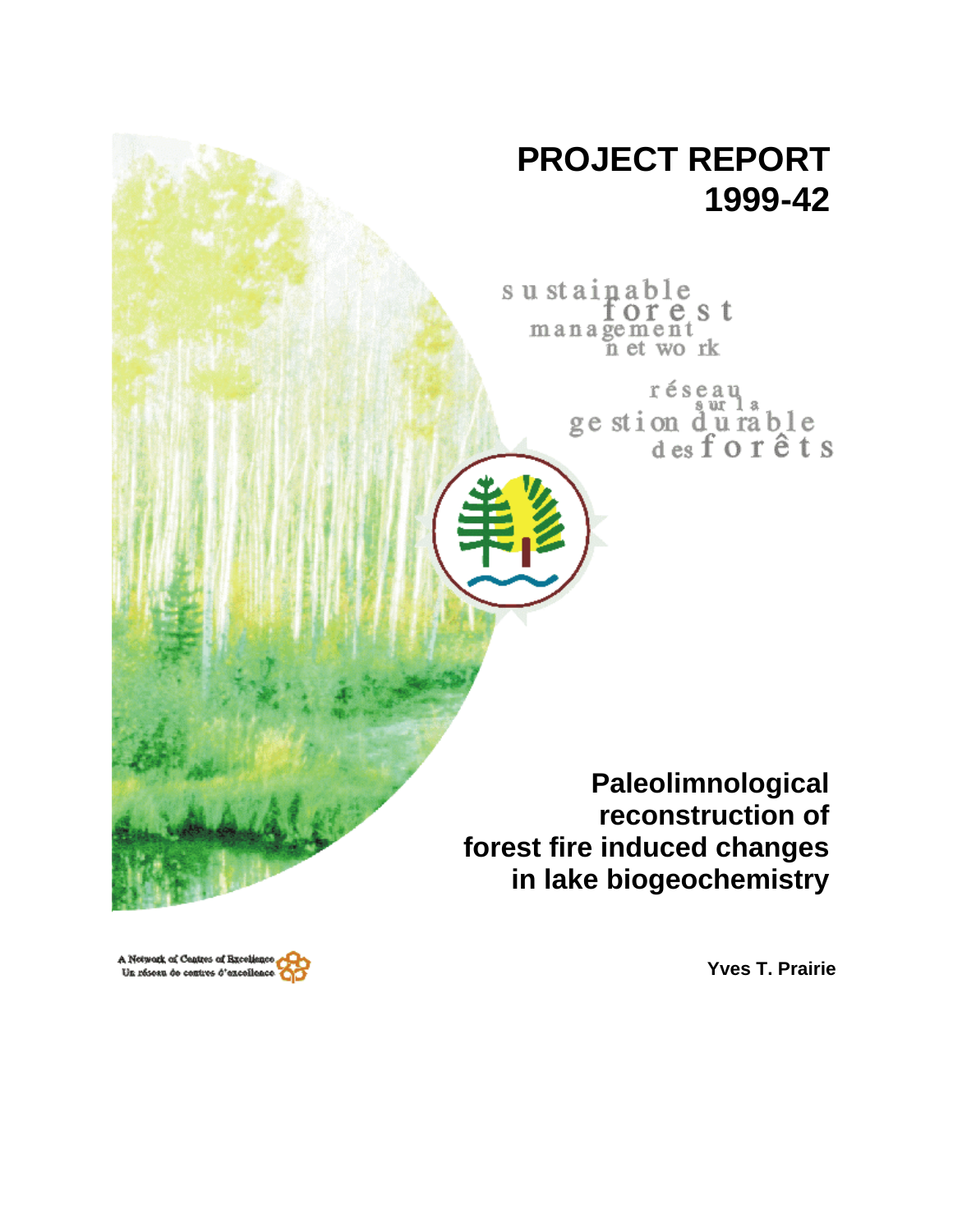# PROJECT REPORT 1999-42

sustainable forest management network

réseau sur la gestion durable des forêts

## Paleolimnological reconstruction of forest fire induced changes in lake biogeochemistry

**Yves T. Prairie**

A Network of Centres of Excellence
Un réseau de centres d'excellence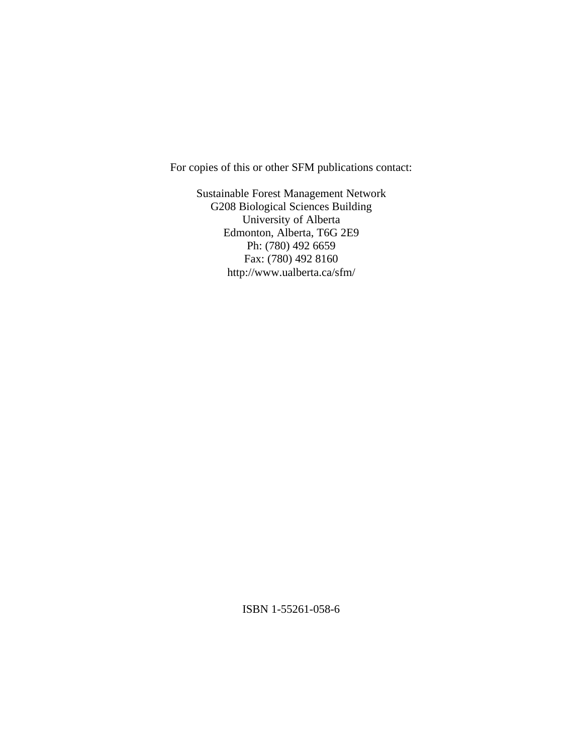For copies of this or other SFM publications contact:

Sustainable Forest Management Network
G208 Biological Sciences Building
University of Alberta
Edmonton, Alberta, T6G 2E9
Ph: (780) 492 6659
Fax: (780) 492 8160
http://www.ualberta.ca/sfm/

ISBN 1-55261-058-6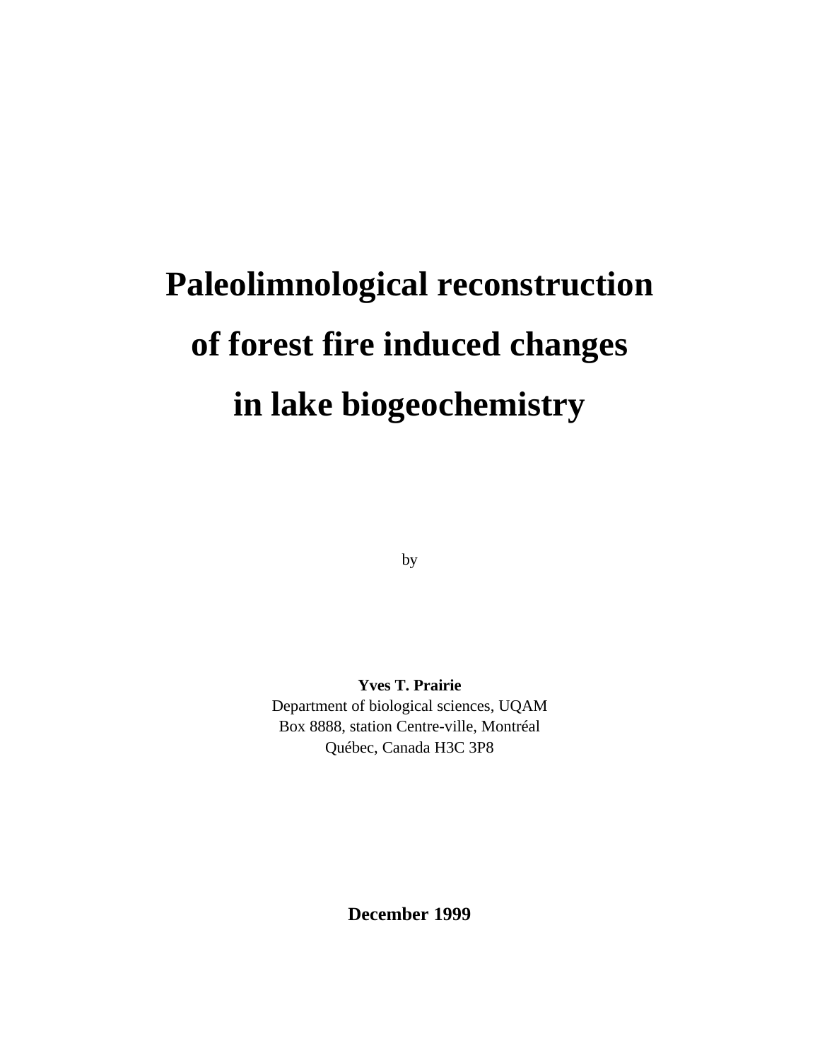# Paleolimnological reconstruction of forest fire induced changes in lake biogeochemistry

by

**Yves T. Prairie**
Department of biological sciences, UQAM
Box 8888, station Centre-ville, Montréal
Québec, Canada H3C 3P8

**December 1999**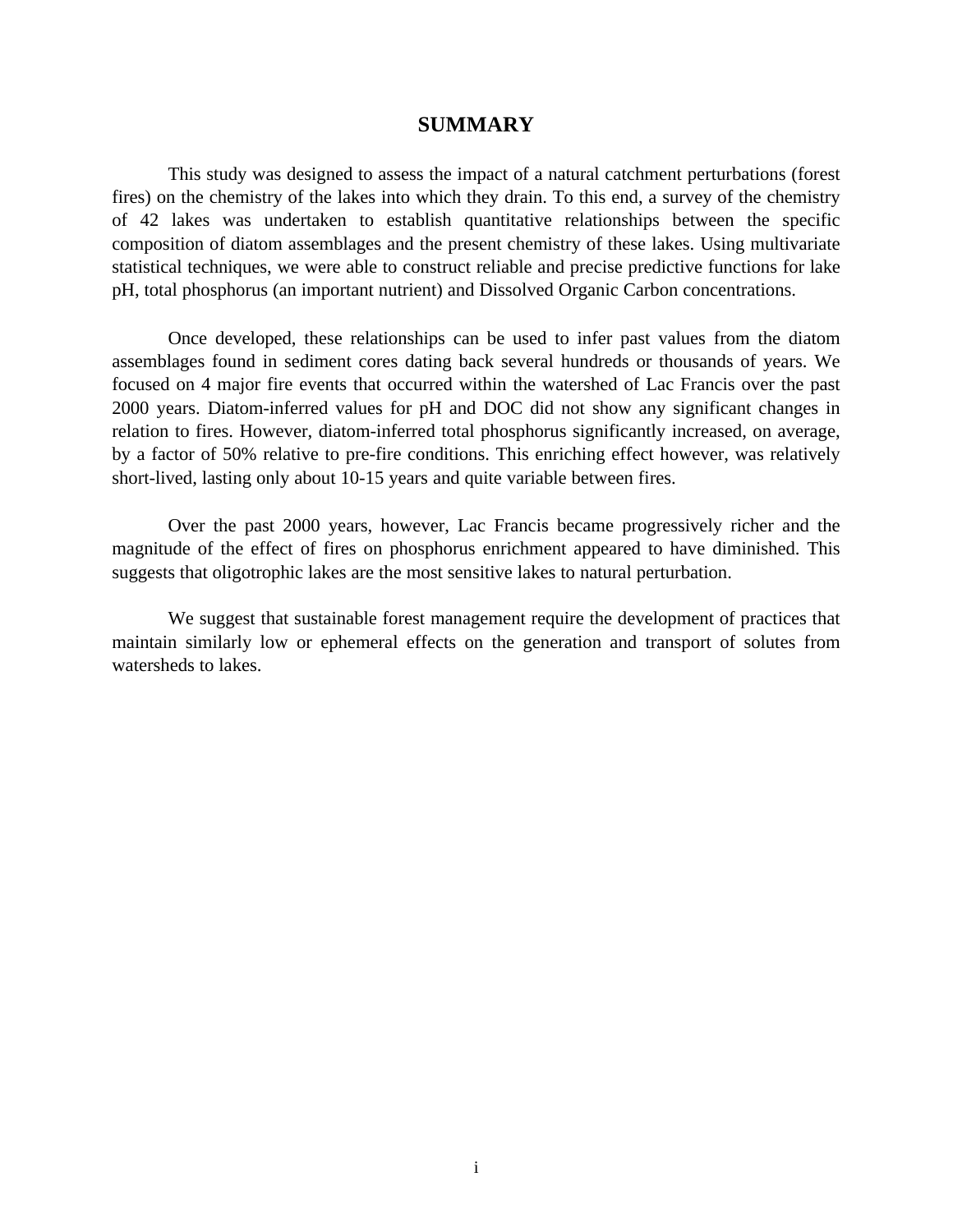# SUMMARY

This study was designed to assess the impact of a natural catchment perturbations (forest fires) on the chemistry of the lakes into which they drain. To this end, a survey of the chemistry of 42 lakes was undertaken to establish quantitative relationships between the specific composition of diatom assemblages and the present chemistry of these lakes. Using multivariate statistical techniques, we were able to construct reliable and precise predictive functions for lake pH, total phosphorus (an important nutrient) and Dissolved Organic Carbon concentrations.

Once developed, these relationships can be used to infer past values from the diatom assemblages found in sediment cores dating back several hundreds or thousands of years. We focused on 4 major fire events that occurred within the watershed of Lac Francis over the past 2000 years. Diatom-inferred values for pH and DOC did not show any significant changes in relation to fires. However, diatom-inferred total phosphorus significantly increased, on average, by a factor of 50% relative to pre-fire conditions. This enriching effect however, was relatively short-lived, lasting only about 10-15 years and quite variable between fires.

Over the past 2000 years, however, Lac Francis became progressively richer and the magnitude of the effect of fires on phosphorus enrichment appeared to have diminished. This suggests that oligotrophic lakes are the most sensitive lakes to natural perturbation.

We suggest that sustainable forest management require the development of practices that maintain similarly low or ephemeral effects on the generation and transport of solutes from watersheds to lakes.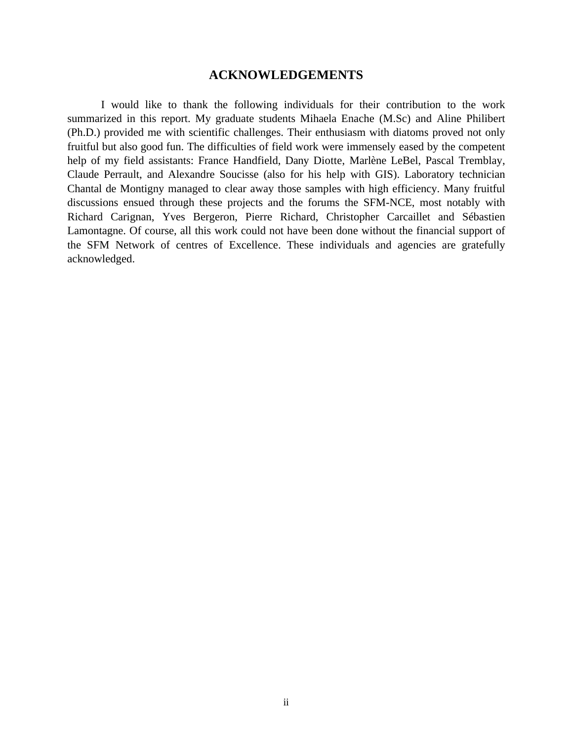## ACKNOWLEDGEMENTS

I would like to thank the following individuals for their contribution to the work summarized in this report. My graduate students Mihaela Enache (M.Sc) and Aline Philibert (Ph.D.) provided me with scientific challenges. Their enthusiasm with diatoms proved not only fruitful but also good fun. The difficulties of field work were immensely eased by the competent help of my field assistants: France Handfield, Dany Diotte, Marlène LeBel, Pascal Tremblay, Claude Perrault, and Alexandre Soucisse (also for his help with GIS). Laboratory technician Chantal de Montigny managed to clear away those samples with high efficiency. Many fruitful discussions ensued through these projects and the forums the SFM-NCE, most notably with Richard Carignan, Yves Bergeron, Pierre Richard, Christopher Carcaillet and Sébastien Lamontagne. Of course, all this work could not have been done without the financial support of the SFM Network of centres of Excellence. These individuals and agencies are gratefully acknowledged.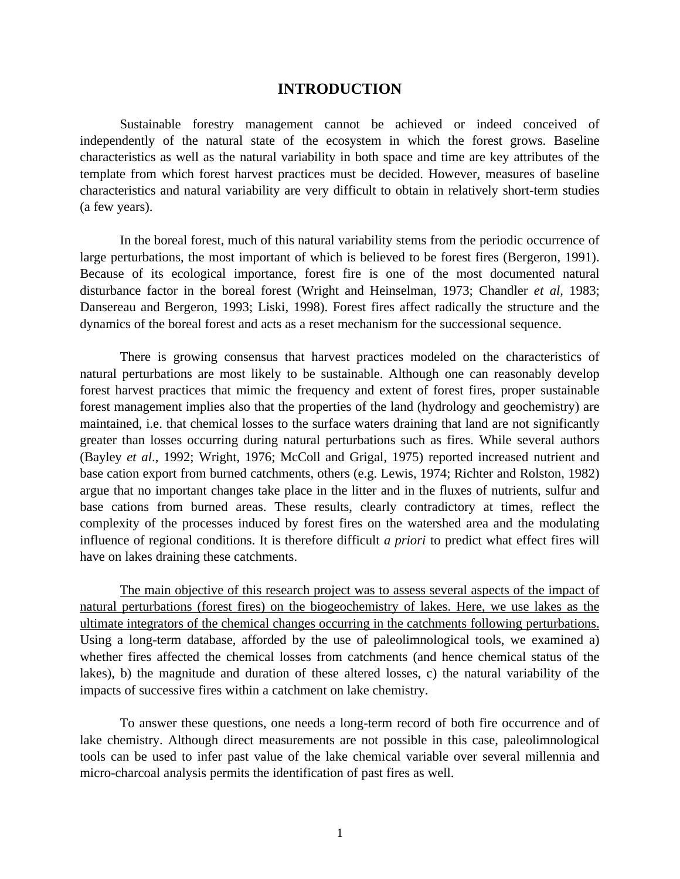# INTRODUCTION

Sustainable forestry management cannot be achieved or indeed conceived of independently of the natural state of the ecosystem in which the forest grows. Baseline characteristics as well as the natural variability in both space and time are key attributes of the template from which forest harvest practices must be decided. However, measures of baseline characteristics and natural variability are very difficult to obtain in relatively short-term studies (a few years).

In the boreal forest, much of this natural variability stems from the periodic occurrence of large perturbations, the most important of which is believed to be forest fires (Bergeron, 1991). Because of its ecological importance, forest fire is one of the most documented natural disturbance factor in the boreal forest (Wright and Heinselman, 1973; Chandler *et al*, 1983; Dansereau and Bergeron, 1993; Liski, 1998). Forest fires affect radically the structure and the dynamics of the boreal forest and acts as a reset mechanism for the successional sequence.

There is growing consensus that harvest practices modeled on the characteristics of natural perturbations are most likely to be sustainable. Although one can reasonably develop forest harvest practices that mimic the frequency and extent of forest fires, proper sustainable forest management implies also that the properties of the land (hydrology and geochemistry) are maintained, i.e. that chemical losses to the surface waters draining that land are not significantly greater than losses occurring during natural perturbations such as fires. While several authors (Bayley *et al*., 1992; Wright, 1976; McColl and Grigal, 1975) reported increased nutrient and base cation export from burned catchments, others (e.g. Lewis, 1974; Richter and Rolston, 1982) argue that no important changes take place in the litter and in the fluxes of nutrients, sulfur and base cations from burned areas. These results, clearly contradictory at times, reflect the complexity of the processes induced by forest fires on the watershed area and the modulating influence of regional conditions. It is therefore difficult *a priori* to predict what effect fires will have on lakes draining these catchments.

<u>The main objective of this research project was to assess several aspects of the impact of natural perturbations (forest fires) on the biogeochemistry of lakes. Here, we use lakes as the ultimate integrators of the chemical changes occurring in the catchments following perturbations.</u> Using a long-term database, afforded by the use of paleolimnological tools, we examined a) whether fires affected the chemical losses from catchments (and hence chemical status of the lakes), b) the magnitude and duration of these altered losses, c) the natural variability of the impacts of successive fires within a catchment on lake chemistry.

To answer these questions, one needs a long-term record of both fire occurrence and of lake chemistry. Although direct measurements are not possible in this case, paleolimnological tools can be used to infer past value of the lake chemical variable over several millennia and micro-charcoal analysis permits the identification of past fires as well.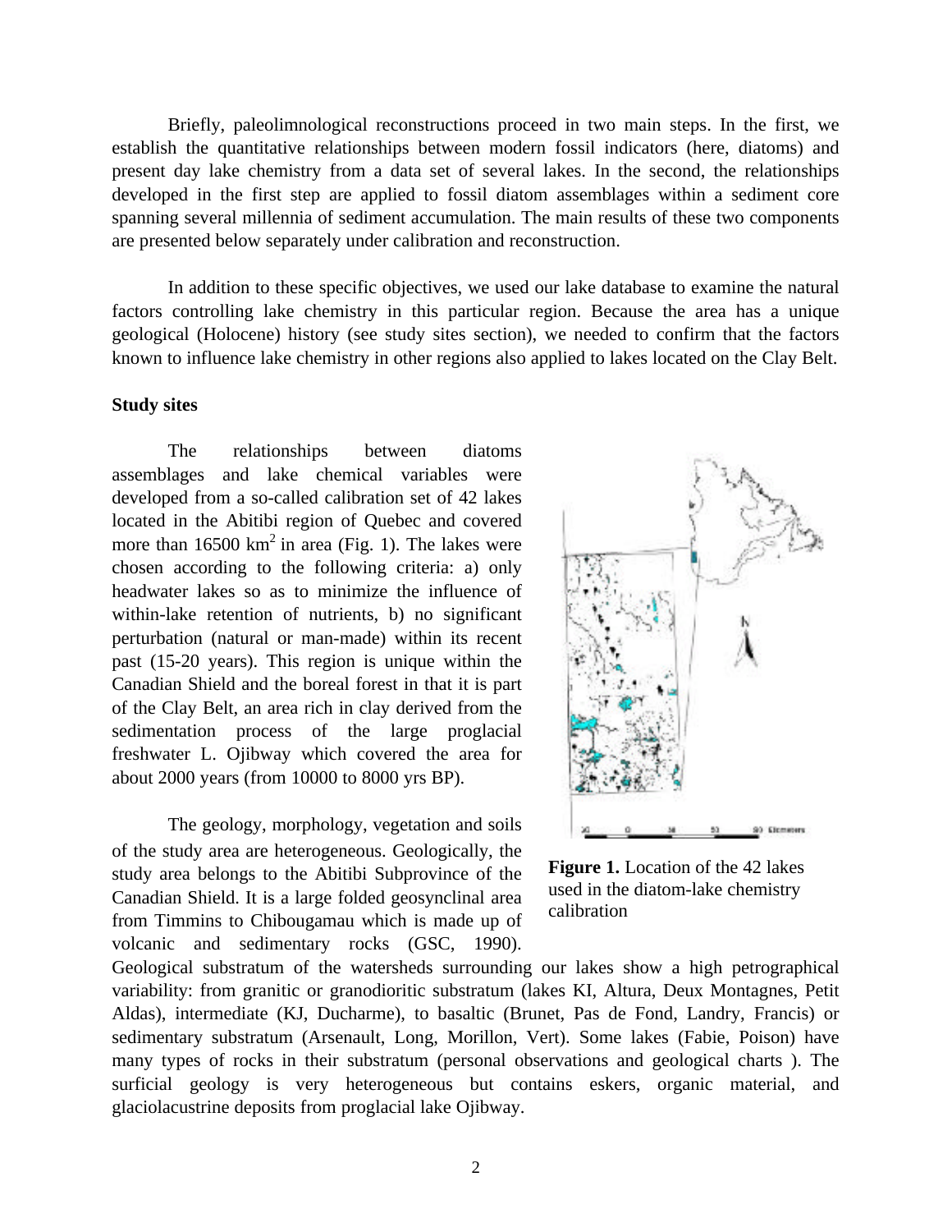Briefly, paleolimnological reconstructions proceed in two main steps. In the first, we establish the quantitative relationships between modern fossil indicators (here, diatoms) and present day lake chemistry from a data set of several lakes. In the second, the relationships developed in the first step are applied to fossil diatom assemblages within a sediment core spanning several millennia of sediment accumulation. The main results of these two components are presented below separately under calibration and reconstruction.

In addition to these specific objectives, we used our lake database to examine the natural factors controlling lake chemistry in this particular region. Because the area has a unique geological (Holocene) history (see study sites section), we needed to confirm that the factors known to influence lake chemistry in other regions also applied to lakes located on the Clay Belt.

**Study sites**

The relationships between diatoms assemblages and lake chemical variables were developed from a so-called calibration set of 42 lakes located in the Abitibi region of Quebec and covered more than 16500 km$^2$ in area (Fig. 1). The lakes were chosen according to the following criteria: a) only headwater lakes so as to minimize the influence of within-lake retention of nutrients, b) no significant perturbation (natural or man-made) within its recent past (15-20 years). This region is unique within the Canadian Shield and the boreal forest in that it is part of the Clay Belt, an area rich in clay derived from the sedimentation process of the large proglacial freshwater L. Ojibway which covered the area for about 2000 years (from 10000 to 8000 yrs BP).

**Figure 1.** Location of the 42 lakes used in the diatom-lake chemistry calibration

The geology, morphology, vegetation and soils of the study area are heterogeneous. Geologically, the study area belongs to the Abitibi Subprovince of the Canadian Shield. It is a large folded geosynclinal area from Timmins to Chibougamau which is made up of volcanic and sedimentary rocks (GSC, 1990). Geological substratum of the watersheds surrounding our lakes show a high petrographical variability: from granitic or granodioritic substratum (lakes KI, Altura, Deux Montagnes, Petit Aldas), intermediate (KJ, Ducharme), to basaltic (Brunet, Pas de Fond, Landry, Francis) or sedimentary substratum (Arsenault, Long, Morillon, Vert). Some lakes (Fabie, Poison) have many types of rocks in their substratum (personal observations and geological charts ). The surficial geology is very heterogeneous but contains eskers, organic material, and glaciolacustrine deposits from proglacial lake Ojibway.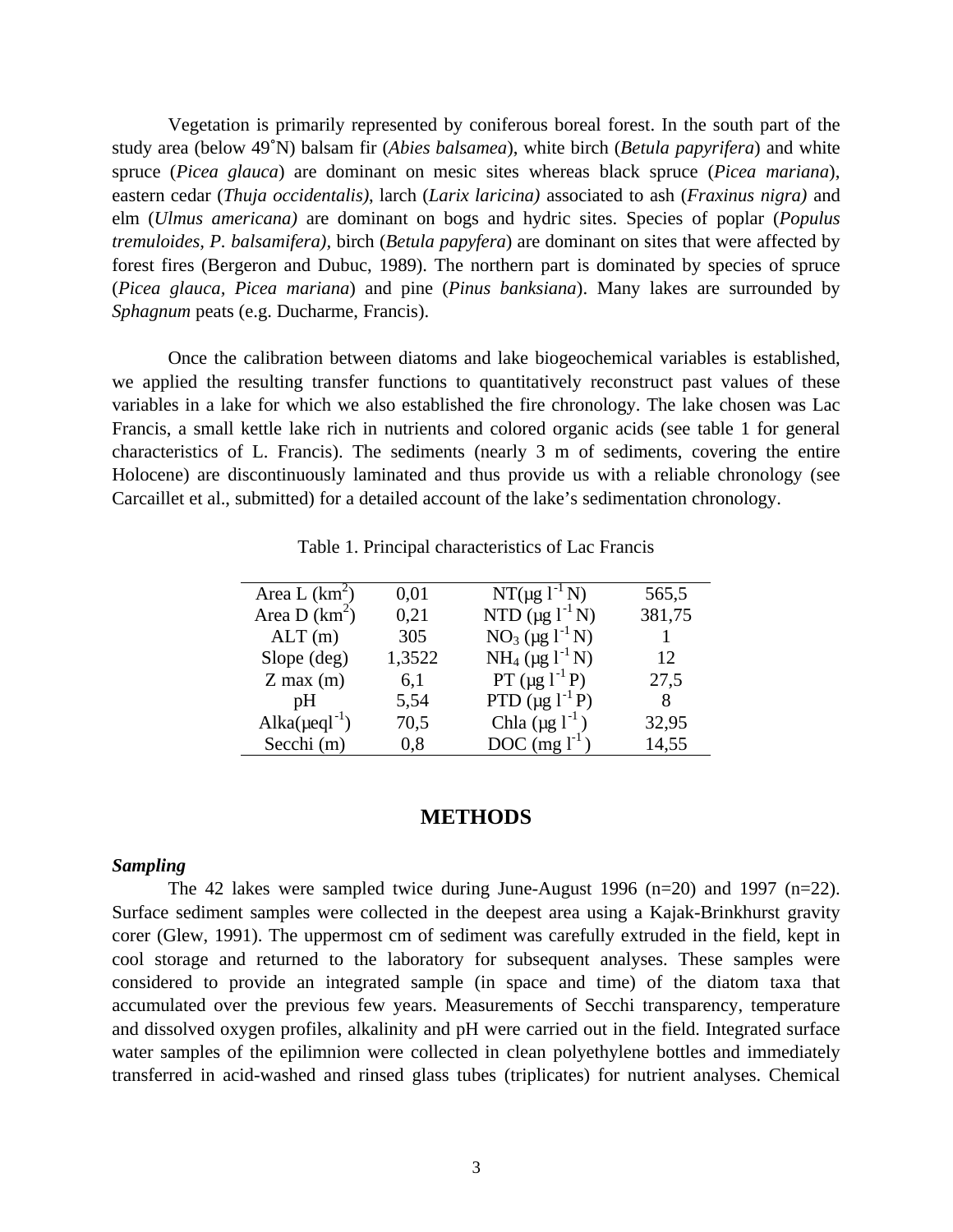Vegetation is primarily represented by coniferous boreal forest. In the south part of the study area (below 49˚N) balsam fir (*Abies balsamea*), white birch (*Betula papyrifera*) and white spruce (*Picea glauca*) are dominant on mesic sites whereas black spruce (*Picea mariana*), eastern cedar (*Thuja occidentalis)*, larch (*Larix laricina)* associated to ash (*Fraxinus nigra)* and elm (*Ulmus americana)* are dominant on bogs and hydric sites. Species of poplar (*Populus tremuloides*, *P. balsamifera)*, birch (*Betula papyfera*) are dominant on sites that were affected by forest fires (Bergeron and Dubuc, 1989). The northern part is dominated by species of spruce (*Picea glauca*, *Picea mariana*) and pine (*Pinus banksiana*). Many lakes are surrounded by *Sphagnum* peats (e.g. Ducharme, Francis).

Once the calibration between diatoms and lake biogeochemical variables is established, we applied the resulting transfer functions to quantitatively reconstruct past values of these variables in a lake for which we also established the fire chronology. The lake chosen was Lac Francis, a small kettle lake rich in nutrients and colored organic acids (see table 1 for general characteristics of L. Francis). The sediments (nearly 3 m of sediments, covering the entire Holocene) are discontinuously laminated and thus provide us with a reliable chronology (see Carcaillet et al., submitted) for a detailed account of the lake's sedimentation chronology.

Table 1. Principal characteristics of Lac Francis

| | | | |
|---|---|---|---|
| Area L ($km^2$) | 0,01 | NT($\mu g\ l^{-1}$ N) | 565,5 |
| Area D ($km^2$) | 0,21 | NTD ($\mu g\ l^{-1}$ N) | 381,75 |
| ALT (m) | 305 | $NO_3$ ($\mu g\ l^{-1}$ N) | 1 |
| Slope (deg) | 1,3522 | $NH_4$ ($\mu g\ l^{-1}$ N) | 12 |
| Z max (m) | 6,1 | PT ($\mu g\ l^{-1}$ P) | 27,5 |
| pH | 5,54 | PTD ($\mu g\ l^{-1}$ P) | 8 |
| Alka($\mu eq l^{-1}$) | 70,5 | Chla ($\mu g\ l^{-1}$) | 32,95 |
| Secchi (m) | 0,8 | DOC ($mg\ l^{-1}$) | 14,55 |

## METHODS

### *Sampling*

The 42 lakes were sampled twice during June-August 1996 (n=20) and 1997 (n=22). Surface sediment samples were collected in the deepest area using a Kajak-Brinkhurst gravity corer (Glew, 1991). The uppermost cm of sediment was carefully extruded in the field, kept in cool storage and returned to the laboratory for subsequent analyses. These samples were considered to provide an integrated sample (in space and time) of the diatom taxa that accumulated over the previous few years. Measurements of Secchi transparency, temperature and dissolved oxygen profiles, alkalinity and pH were carried out in the field. Integrated surface water samples of the epilimnion were collected in clean polyethylene bottles and immediately transferred in acid-washed and rinsed glass tubes (triplicates) for nutrient analyses. Chemical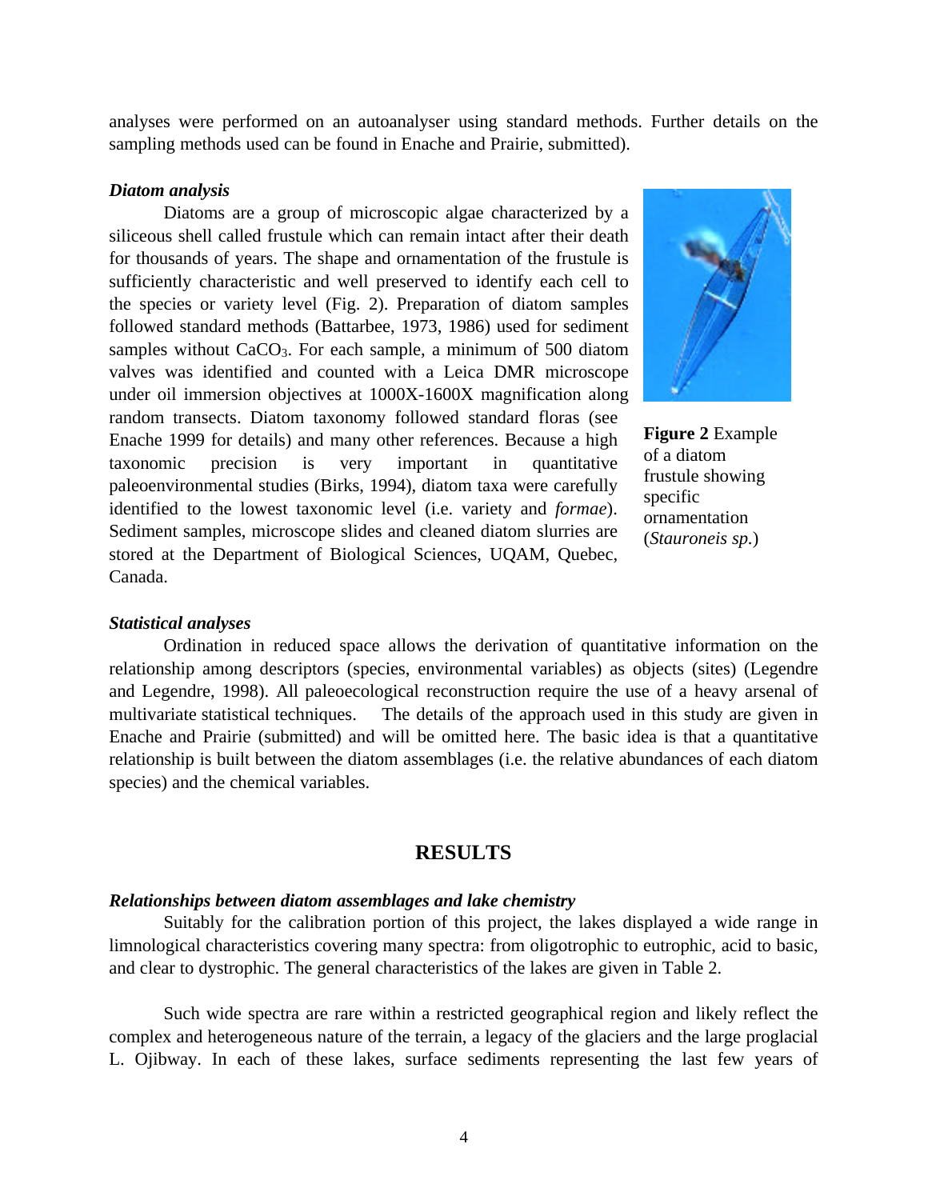analyses were performed on an autoanalyser using standard methods. Further details on the sampling methods used can be found in Enache and Prairie, submitted).

***Diatom analysis***

Diatoms are a group of microscopic algae characterized by a siliceous shell called frustule which can remain intact after their death for thousands of years. The shape and ornamentation of the frustule is sufficiently characteristic and well preserved to identify each cell to the species or variety level (Fig. 2). Preparation of diatom samples followed standard methods (Battarbee, 1973, 1986) used for sediment samples without $CaCO_3$. For each sample, a minimum of 500 diatom valves was identified and counted with a Leica DMR microscope under oil immersion objectives at 1000X-1600X magnification along random transects. Diatom taxonomy followed standard floras (see Enache 1999 for details) and many other references. Because a high taxonomic precision is very important in quantitative paleoenvironmental studies (Birks, 1994), diatom taxa were carefully identified to the lowest taxonomic level (i.e. variety and *formae*). Sediment samples, microscope slides and cleaned diatom slurries are stored at the Department of Biological Sciences, UQAM, Quebec, Canada.

**Figure 2** Example of a diatom frustule showing specific ornamentation (*Stauroneis sp.*)

***Statistical analyses***

Ordination in reduced space allows the derivation of quantitative information on the relationship among descriptors (species, environmental variables) as objects (sites) (Legendre and Legendre, 1998). All paleoecological reconstruction require the use of a heavy arsenal of multivariate statistical techniques. The details of the approach used in this study are given in Enache and Prairie (submitted) and will be omitted here. The basic idea is that a quantitative relationship is built between the diatom assemblages (i.e. the relative abundances of each diatom species) and the chemical variables.

## RESULTS

***Relationships between diatom assemblages and lake chemistry***

Suitably for the calibration portion of this project, the lakes displayed a wide range in limnological characteristics covering many spectra: from oligotrophic to eutrophic, acid to basic, and clear to dystrophic. The general characteristics of the lakes are given in Table 2.

Such wide spectra are rare within a restricted geographical region and likely reflect the complex and heterogeneous nature of the terrain, a legacy of the glaciers and the large proglacial L. Ojibway. In each of these lakes, surface sediments representing the last few years of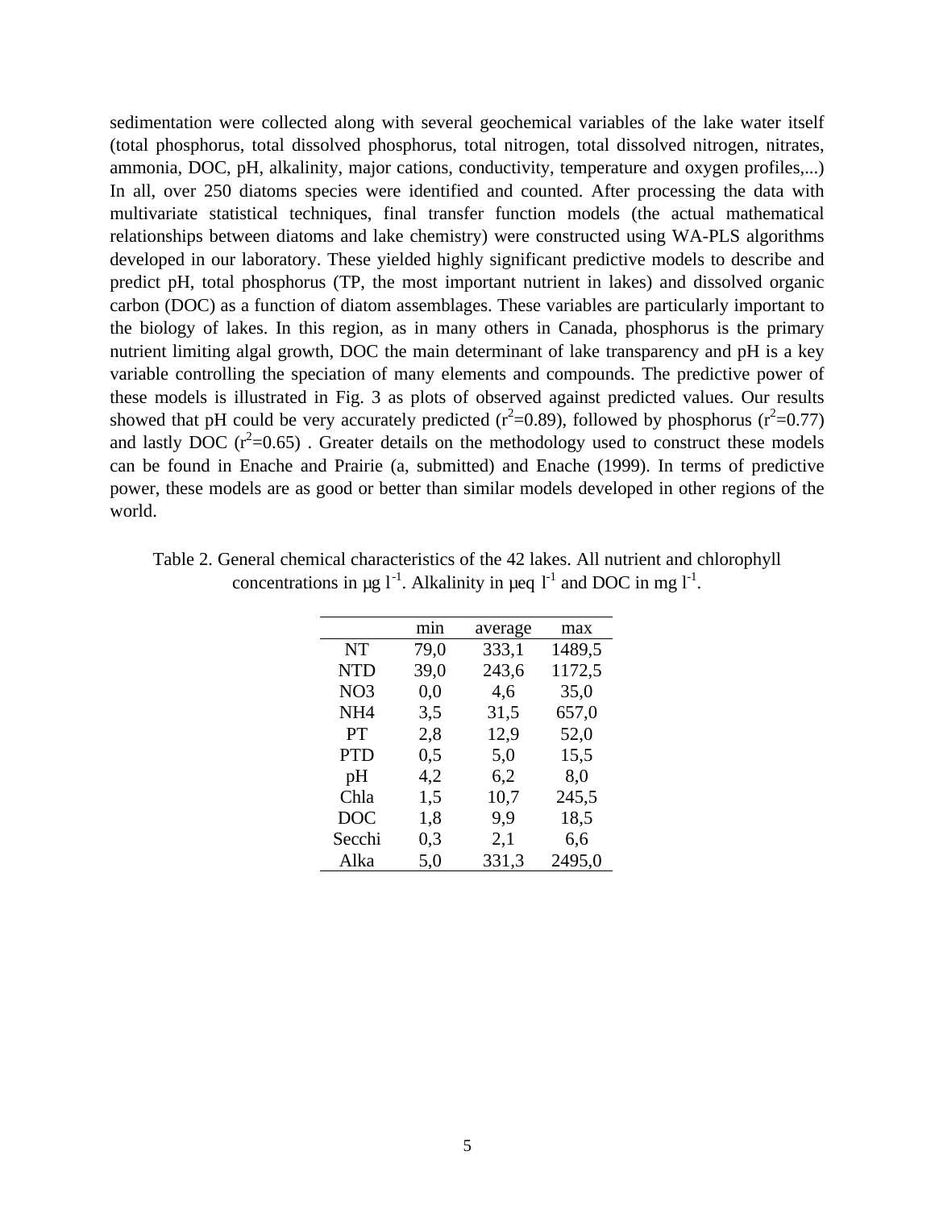sedimentation were collected along with several geochemical variables of the lake water itself (total phosphorus, total dissolved phosphorus, total nitrogen, total dissolved nitrogen, nitrates, ammonia, DOC, pH, alkalinity, major cations, conductivity, temperature and oxygen profiles,...) In all, over 250 diatoms species were identified and counted. After processing the data with multivariate statistical techniques, final transfer function models (the actual mathematical relationships between diatoms and lake chemistry) were constructed using WA-PLS algorithms developed in our laboratory. These yielded highly significant predictive models to describe and predict pH, total phosphorus (TP, the most important nutrient in lakes) and dissolved organic carbon (DOC) as a function of diatom assemblages. These variables are particularly important to the biology of lakes. In this region, as in many others in Canada, phosphorus is the primary nutrient limiting algal growth, DOC the main determinant of lake transparency and pH is a key variable controlling the speciation of many elements and compounds. The predictive power of these models is illustrated in Fig. 3 as plots of observed against predicted values. Our results showed that pH could be very accurately predicted ($r^2$=0.89), followed by phosphorus ($r^2$=0.77) and lastly DOC ($r^2$=0.65) . Greater details on the methodology used to construct these models can be found in Enache and Prairie (a, submitted) and Enache (1999). In terms of predictive power, these models are as good or better than similar models developed in other regions of the world.

Table 2. General chemical characteristics of the 42 lakes. All nutrient and chlorophyll concentrations in µg $l^{-1}$. Alkalinity in µeq $l^{-1}$ and DOC in mg $l^{-1}$.

| | min | average | max |
|---|---|---|---|
| NT | 79,0 | 333,1 | 1489,5 |
| NTD | 39,0 | 243,6 | 1172,5 |
| NO3 | 0,0 | 4,6 | 35,0 |
| NH4 | 3,5 | 31,5 | 657,0 |
| PT | 2,8 | 12,9 | 52,0 |
| PTD | 0,5 | 5,0 | 15,5 |
| pH | 4,2 | 6,2 | 8,0 |
| Chla | 1,5 | 10,7 | 245,5 |
| DOC | 1,8 | 9,9 | 18,5 |
| Secchi | 0,3 | 2,1 | 6,6 |
| Alka | 5,0 | 331,3 | 2495,0 |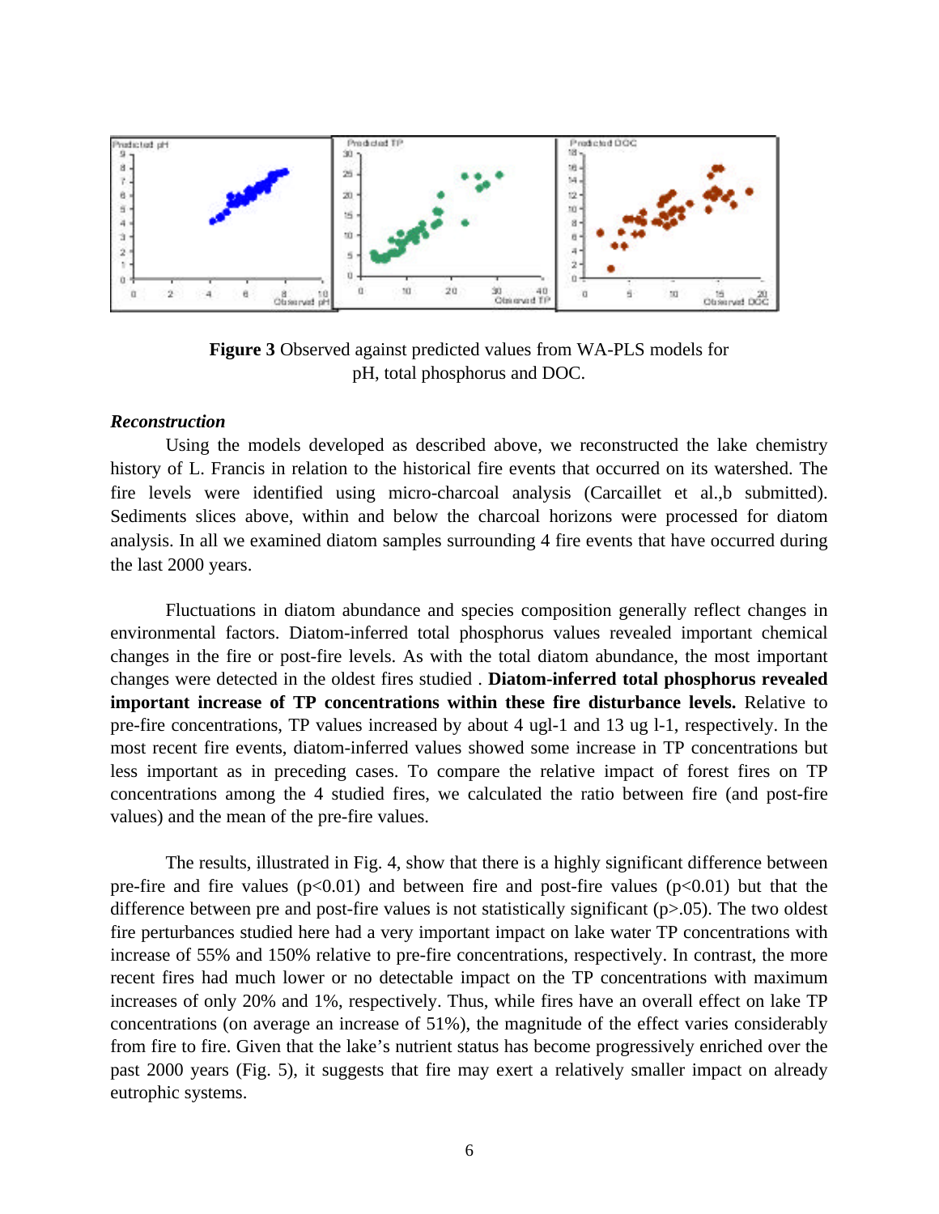**Figure 3** Observed against predicted values from WA-PLS models for pH, total phosphorus and DOC.

***Reconstruction***

Using the models developed as described above, we reconstructed the lake chemistry history of L. Francis in relation to the historical fire events that occurred on its watershed. The fire levels were identified using micro-charcoal analysis (Carcaillet et al.,b submitted). Sediments slices above, within and below the charcoal horizons were processed for diatom analysis. In all we examined diatom samples surrounding 4 fire events that have occurred during the last 2000 years.

Fluctuations in diatom abundance and species composition generally reflect changes in environmental factors. Diatom-inferred total phosphorus values revealed important chemical changes in the fire or post-fire levels. As with the total diatom abundance, the most important changes were detected in the oldest fires studied . **Diatom-inferred total phosphorus revealed important increase of TP concentrations within these fire disturbance levels.** Relative to pre-fire concentrations, TP values increased by about 4 ugl-1 and 13 ug l-1, respectively. In the most recent fire events, diatom-inferred values showed some increase in TP concentrations but less important as in preceding cases. To compare the relative impact of forest fires on TP concentrations among the 4 studied fires, we calculated the ratio between fire (and post-fire values) and the mean of the pre-fire values.

The results, illustrated in Fig. 4, show that there is a highly significant difference between pre-fire and fire values ($p<0.01$) and between fire and post-fire values ($p<0.01$) but that the difference between pre and post-fire values is not statistically significant ($p>.05$). The two oldest fire perturbances studied here had a very important impact on lake water TP concentrations with increase of 55% and 150% relative to pre-fire concentrations, respectively. In contrast, the more recent fires had much lower or no detectable impact on the TP concentrations with maximum increases of only 20% and 1%, respectively. Thus, while fires have an overall effect on lake TP concentrations (on average an increase of 51%), the magnitude of the effect varies considerably from fire to fire. Given that the lake's nutrient status has become progressively enriched over the past 2000 years (Fig. 5), it suggests that fire may exert a relatively smaller impact on already eutrophic systems.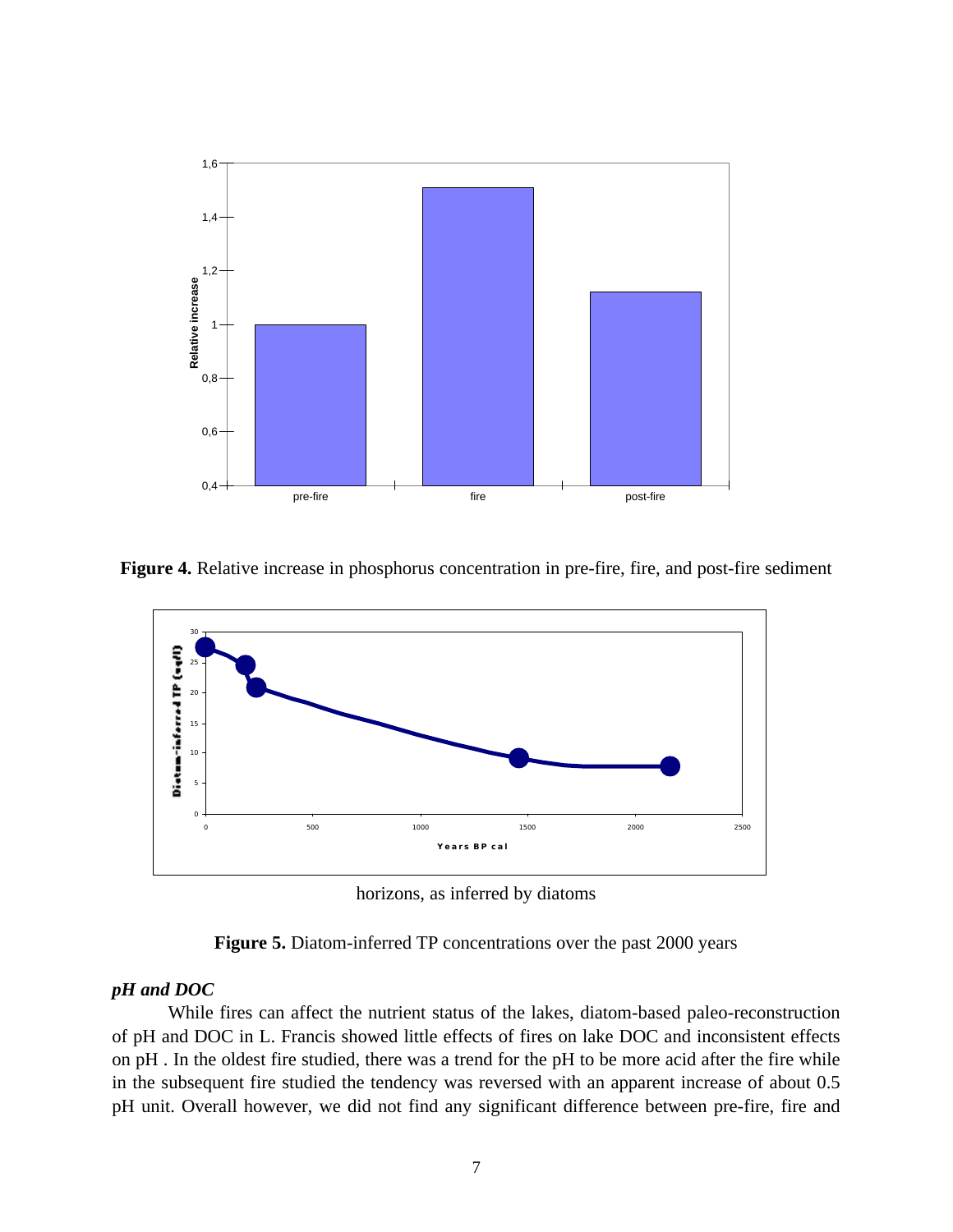**Figure 4.** Relative increase in phosphorus concentration in pre-fire, fire, and post-fire sediment horizons, as inferred by diatoms

**Figure 5.** Diatom-inferred TP concentrations over the past 2000 years

### *pH and DOC*

While fires can affect the nutrient status of the lakes, diatom-based paleo-reconstruction of pH and DOC in L. Francis showed little effects of fires on lake DOC and inconsistent effects on pH . In the oldest fire studied, there was a trend for the pH to be more acid after the fire while in the subsequent fire studied the tendency was reversed with an apparent increase of about 0.5 pH unit. Overall however, we did not find any significant difference between pre-fire, fire and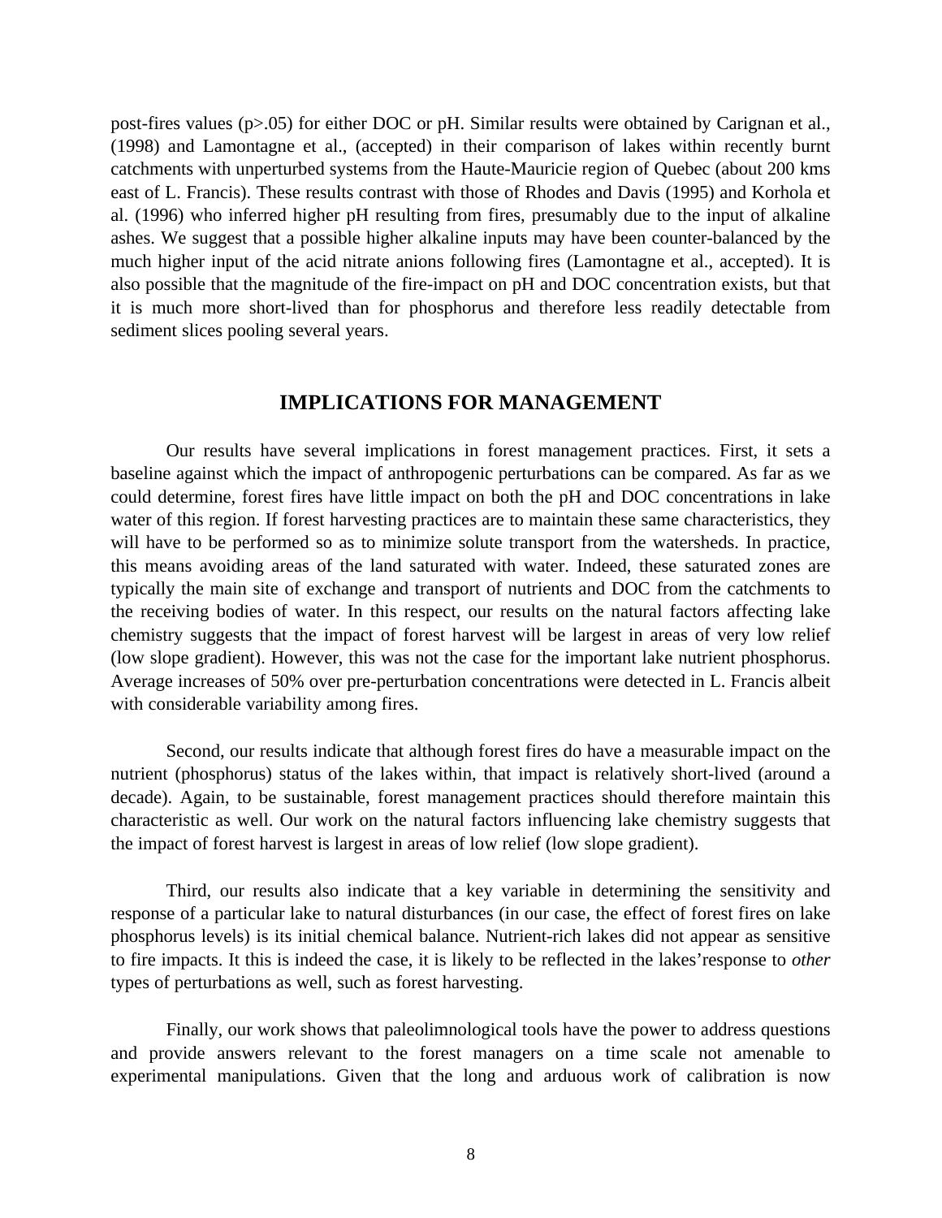post-fires values ($p>.05$) for either DOC or pH. Similar results were obtained by Carignan et al., (1998) and Lamontagne et al., (accepted) in their comparison of lakes within recently burnt catchments with unperturbed systems from the Haute-Mauricie region of Quebec (about 200 kms east of L. Francis). These results contrast with those of Rhodes and Davis (1995) and Korhola et al. (1996) who inferred higher pH resulting from fires, presumably due to the input of alkaline ashes. We suggest that a possible higher alkaline inputs may have been counter-balanced by the much higher input of the acid nitrate anions following fires (Lamontagne et al., accepted). It is also possible that the magnitude of the fire-impact on pH and DOC concentration exists, but that it is much more short-lived than for phosphorus and therefore less readily detectable from sediment slices pooling several years.

## IMPLICATIONS FOR MANAGEMENT

Our results have several implications in forest management practices. First, it sets a baseline against which the impact of anthropogenic perturbations can be compared. As far as we could determine, forest fires have little impact on both the pH and DOC concentrations in lake water of this region. If forest harvesting practices are to maintain these same characteristics, they will have to be performed so as to minimize solute transport from the watersheds. In practice, this means avoiding areas of the land saturated with water. Indeed, these saturated zones are typically the main site of exchange and transport of nutrients and DOC from the catchments to the receiving bodies of water. In this respect, our results on the natural factors affecting lake chemistry suggests that the impact of forest harvest will be largest in areas of very low relief (low slope gradient). However, this was not the case for the important lake nutrient phosphorus. Average increases of 50% over pre-perturbation concentrations were detected in L. Francis albeit with considerable variability among fires.

Second, our results indicate that although forest fires do have a measurable impact on the nutrient (phosphorus) status of the lakes within, that impact is relatively short-lived (around a decade). Again, to be sustainable, forest management practices should therefore maintain this characteristic as well. Our work on the natural factors influencing lake chemistry suggests that the impact of forest harvest is largest in areas of low relief (low slope gradient).

Third, our results also indicate that a key variable in determining the sensitivity and response of a particular lake to natural disturbances (in our case, the effect of forest fires on lake phosphorus levels) is its initial chemical balance. Nutrient-rich lakes did not appear as sensitive to fire impacts. It this is indeed the case, it is likely to be reflected in the lakes'response to *other* types of perturbations as well, such as forest harvesting.

Finally, our work shows that paleolimnological tools have the power to address questions and provide answers relevant to the forest managers on a time scale not amenable to experimental manipulations. Given that the long and arduous work of calibration is now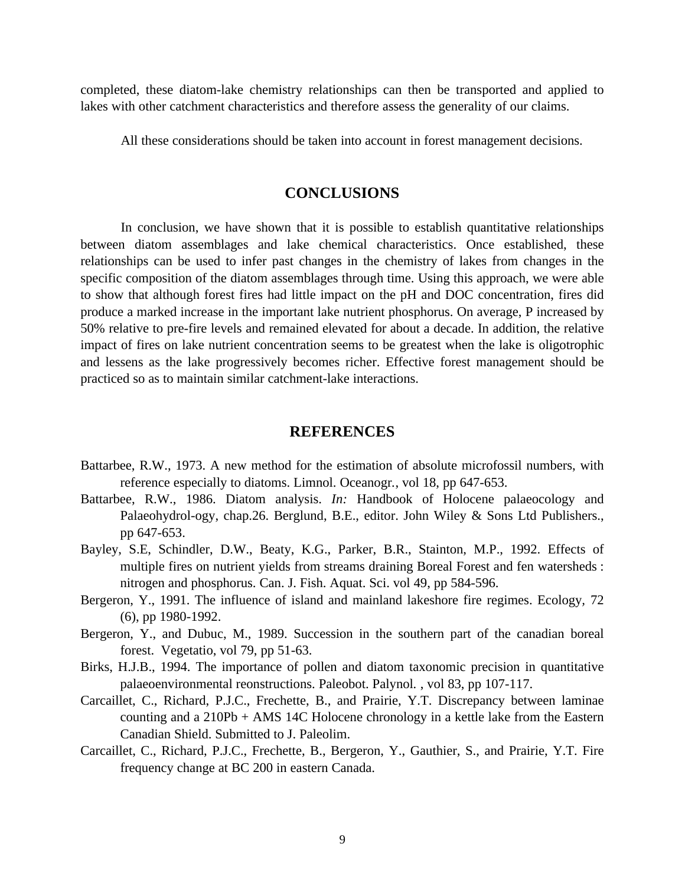completed, these diatom-lake chemistry relationships can then be transported and applied to lakes with other catchment characteristics and therefore assess the generality of our claims.

All these considerations should be taken into account in forest management decisions.

## CONCLUSIONS

In conclusion, we have shown that it is possible to establish quantitative relationships between diatom assemblages and lake chemical characteristics. Once established, these relationships can be used to infer past changes in the chemistry of lakes from changes in the specific composition of the diatom assemblages through time. Using this approach, we were able to show that although forest fires had little impact on the pH and DOC concentration, fires did produce a marked increase in the important lake nutrient phosphorus. On average, P increased by 50% relative to pre-fire levels and remained elevated for about a decade. In addition, the relative impact of fires on lake nutrient concentration seems to be greatest when the lake is oligotrophic and lessens as the lake progressively becomes richer. Effective forest management should be practiced so as to maintain similar catchment-lake interactions.

## REFERENCES

Battarbee, R.W., 1973. A new method for the estimation of absolute microfossil numbers, with reference especially to diatoms. Limnol. Oceanogr., vol 18, pp 647-653.

Battarbee, R.W., 1986. Diatom analysis. *In:* Handbook of Holocene palaeocology and Palaeohydrol-ogy, chap.26. Berglund, B.E., editor. John Wiley & Sons Ltd Publishers., pp 647-653.

Bayley, S.E, Schindler, D.W., Beaty, K.G., Parker, B.R., Stainton, M.P., 1992. Effects of multiple fires on nutrient yields from streams draining Boreal Forest and fen watersheds : nitrogen and phosphorus. Can. J. Fish. Aquat. Sci. vol 49, pp 584-596.

Bergeron, Y., 1991. The influence of island and mainland lakeshore fire regimes. Ecology, 72 (6), pp 1980-1992.

Bergeron, Y., and Dubuc, M., 1989. Succession in the southern part of the canadian boreal forest. Vegetatio, vol 79, pp 51-63.

Birks, H.J.B., 1994. The importance of pollen and diatom taxonomic precision in quantitative palaeoenvironmental reonstructions. Paleobot. Palynol. , vol 83, pp 107-117.

Carcaillet, C., Richard, P.J.C., Frechette, B., and Prairie, Y.T. Discrepancy between laminae counting and a 210Pb + AMS 14C Holocene chronology in a kettle lake from the Eastern Canadian Shield. Submitted to J. Paleolim.

Carcaillet, C., Richard, P.J.C., Frechette, B., Bergeron, Y., Gauthier, S., and Prairie, Y.T. Fire frequency change at BC 200 in eastern Canada.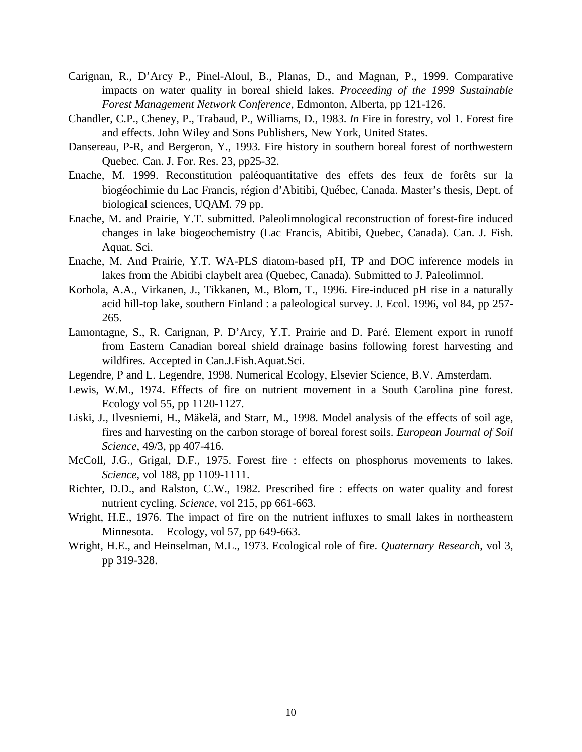Carignan, R., D'Arcy P., Pinel-Aloul, B., Planas, D., and Magnan, P., 1999. Comparative impacts on water quality in boreal shield lakes. *Proceeding of the 1999 Sustainable Forest Management Network Conference*, Edmonton, Alberta, pp 121-126.

Chandler, C.P., Cheney, P., Trabaud, P., Williams, D., 1983. *In* Fire in forestry, vol 1. Forest fire and effects. John Wiley and Sons Publishers, New York, United States.

Dansereau, P-R, and Bergeron, Y., 1993. Fire history in southern boreal forest of northwestern Quebec. Can. J. For. Res. 23, pp25-32.

Enache, M. 1999. Reconstitution paléoquantitative des effets des feux de forêts sur la biogéochimie du Lac Francis, région d'Abitibi, Québec, Canada. Master's thesis, Dept. of biological sciences, UQAM. 79 pp.

Enache, M. and Prairie, Y.T. submitted. Paleolimnological reconstruction of forest-fire induced changes in lake biogeochemistry (Lac Francis, Abitibi, Quebec, Canada). Can. J. Fish. Aquat. Sci.

Enache, M. And Prairie, Y.T. WA-PLS diatom-based pH, TP and DOC inference models in lakes from the Abitibi claybelt area (Quebec, Canada). Submitted to J. Paleolimnol.

Korhola, A.A., Virkanen, J., Tikkanen, M., Blom, T., 1996. Fire-induced pH rise in a naturally acid hill-top lake, southern Finland : a paleological survey. J. Ecol. 1996, vol 84, pp 257-265.

Lamontagne, S., R. Carignan, P. D'Arcy, Y.T. Prairie and D. Paré. Element export in runoff from Eastern Canadian boreal shield drainage basins following forest harvesting and wildfires. Accepted in Can.J.Fish.Aquat.Sci.

Legendre, P and L. Legendre, 1998. Numerical Ecology, Elsevier Science, B.V. Amsterdam.

Lewis, W.M., 1974. Effects of fire on nutrient movement in a South Carolina pine forest. Ecology vol 55, pp 1120-1127.

Liski, J., Ilvesniemi, H., Mäkelä, and Starr, M., 1998. Model analysis of the effects of soil age, fires and harvesting on the carbon storage of boreal forest soils. *European Journal of Soil Science*, 49/3, pp 407-416.

McColl, J.G., Grigal, D.F., 1975. Forest fire : effects on phosphorus movements to lakes. *Science*, vol 188, pp 1109-1111.

Richter, D.D., and Ralston, C.W., 1982. Prescribed fire : effects on water quality and forest nutrient cycling. *Science*, vol 215, pp 661-663.

Wright, H.E., 1976. The impact of fire on the nutrient influxes to small lakes in northeastern Minnesota. Ecology, vol 57, pp 649-663.

Wright, H.E., and Heinselman, M.L., 1973. Ecological role of fire. *Quaternary Research*, vol 3, pp 319-328.